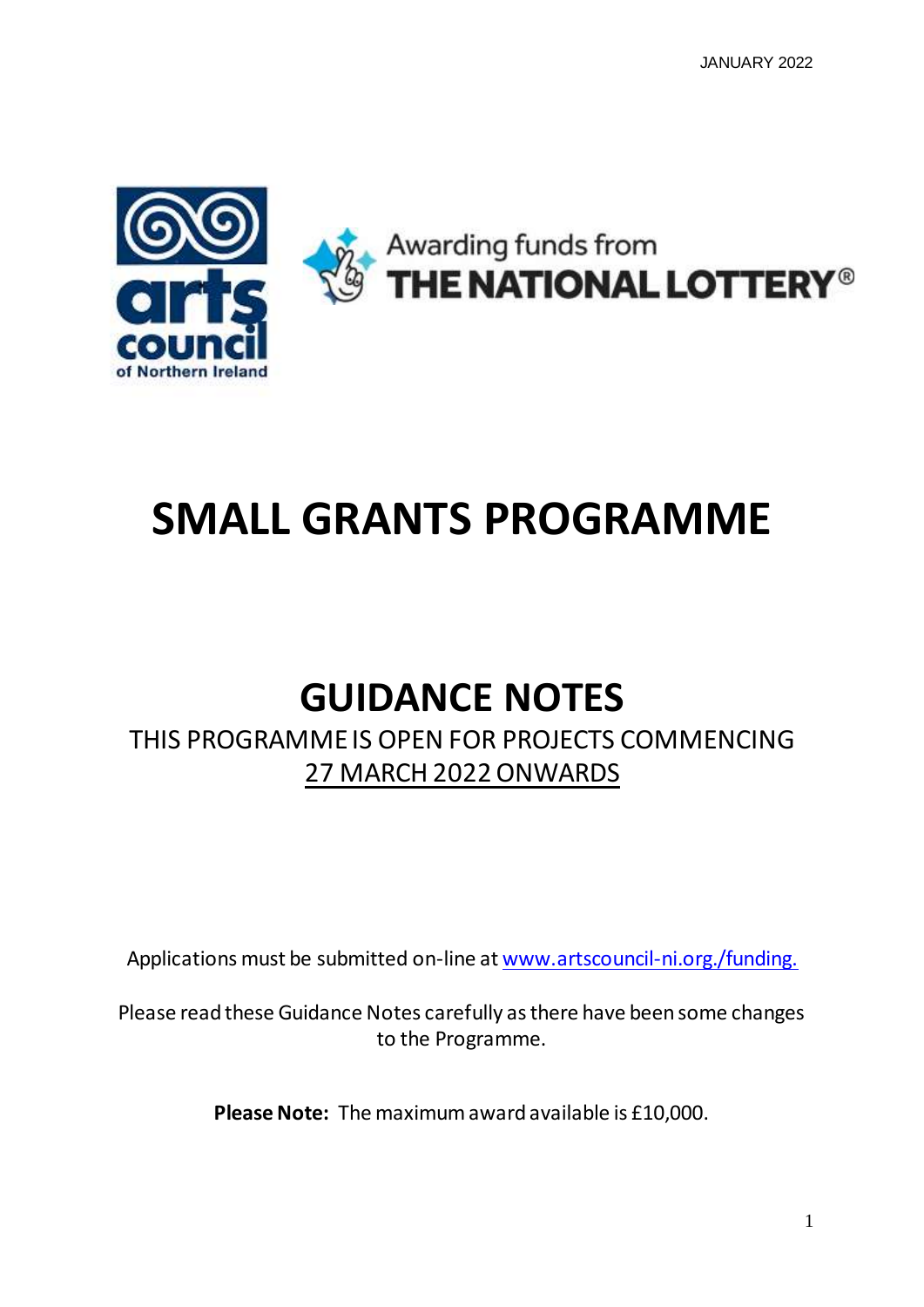JANUARY 2022

Awarding funds from THE NATIONAL LOTTERY®

# SMALL GRANTS PROGRAMME

## GUIDANCE NOTES

THIS PROGRAMME IS OPEN FOR PROJECTS COMMENCING 27 MARCH 2022 ONWARDS

Applications must be submitted on-line at www.artscouncil-ni.org./funding.

Please read these Guidance Notes carefully as there have been some changes to the Programme.

**Please Note:** The maximum award available is £10,000.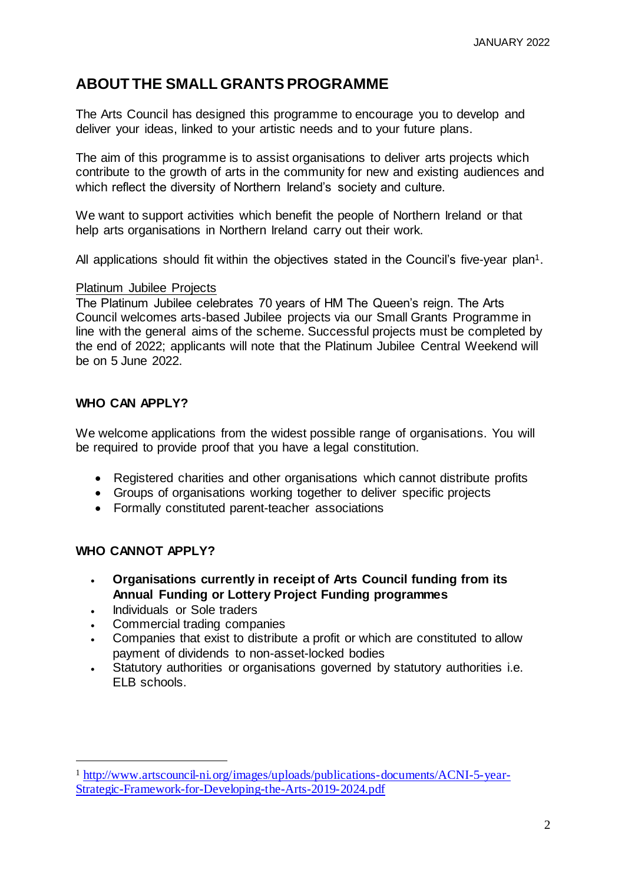## ABOUT THE SMALL GRANTS PROGRAMME

The Arts Council has designed this programme to encourage you to develop and deliver your ideas, linked to your artistic needs and to your future plans.

The aim of this programme is to assist organisations to deliver arts projects which contribute to the growth of arts in the community for new and existing audiences and which reflect the diversity of Northern Ireland's society and culture.

We want to support activities which benefit the people of Northern Ireland or that help arts organisations in Northern Ireland carry out their work.

All applications should fit within the objectives stated in the Council's five-year plan[1].

Platinum Jubilee Projects

The Platinum Jubilee celebrates 70 years of HM The Queen's reign. The Arts Council welcomes arts-based Jubilee projects via our Small Grants Programme in line with the general aims of the scheme. Successful projects must be completed by the end of 2022; applicants will note that the Platinum Jubilee Central Weekend will be on 5 June 2022.

### WHO CAN APPLY?

We welcome applications from the widest possible range of organisations. You will be required to provide proof that you have a legal constitution.

- Registered charities and other organisations which cannot distribute profits
- Groups of organisations working together to deliver specific projects
- Formally constituted parent-teacher associations

### WHO CANNOT APPLY?

- **Organisations currently in receipt of Arts Council funding from its Annual Funding or Lottery Project Funding programmes**
- Individuals or Sole traders
- Commercial trading companies
- Companies that exist to distribute a profit or which are constituted to allow payment of dividends to non-asset-locked bodies
- Statutory authorities or organisations governed by statutory authorities i.e. ELB schools.

[1] http://www.artscouncil-ni.org/images/uploads/publications-documents/ACNI-5-year-Strategic-Framework-for-Developing-the-Arts-2019-2024.pdf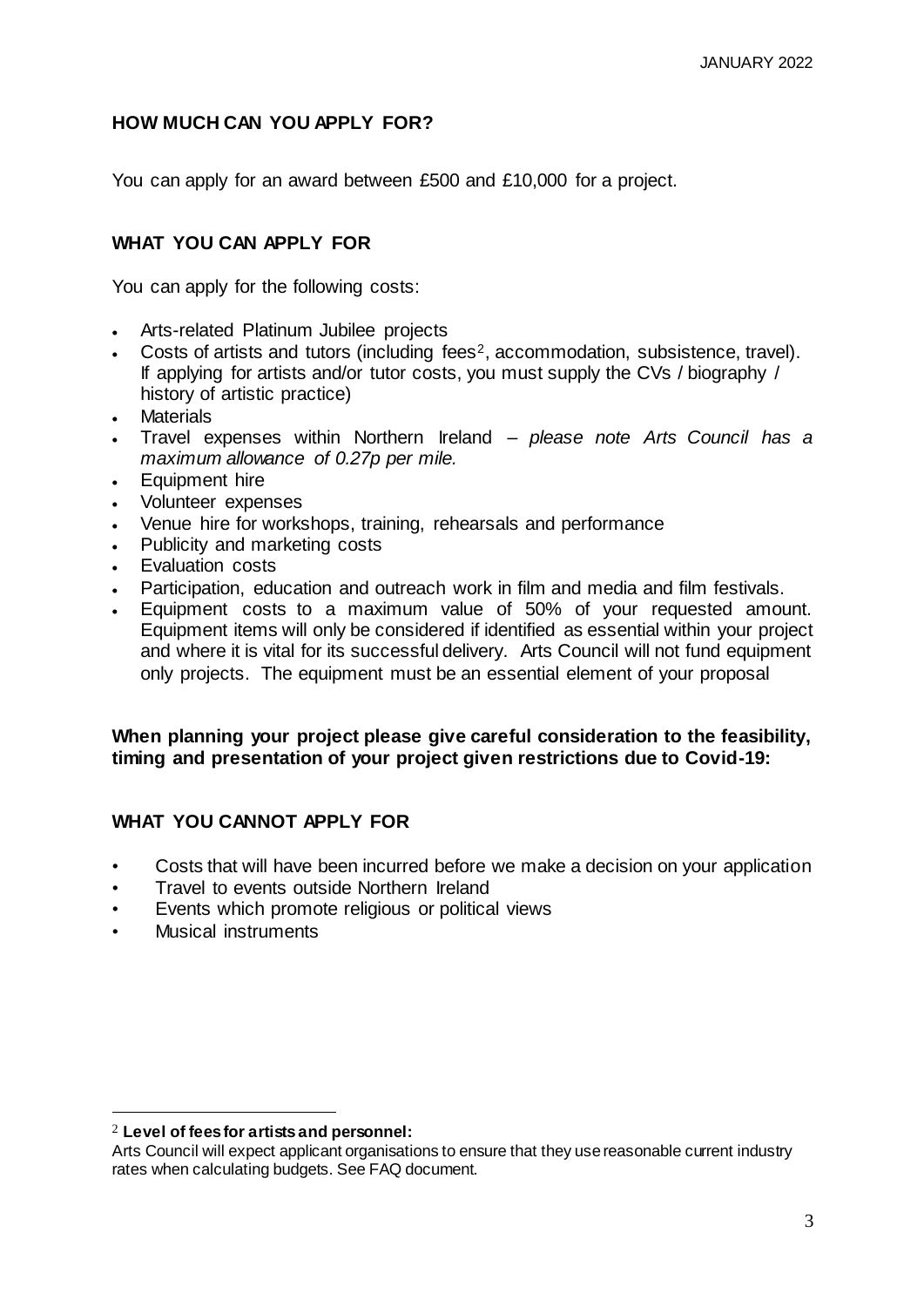## HOW MUCH CAN YOU APPLY FOR?

You can apply for an award between £500 and £10,000 for a project.

## WHAT YOU CAN APPLY FOR

You can apply for the following costs:

- Arts-related Platinum Jubilee projects
- Costs of artists and tutors (including fees[2], accommodation, subsistence, travel). If applying for artists and/or tutor costs, you must supply the CVs / biography / history of artistic practice)
- Materials
- Travel expenses within Northern Ireland – *please note Arts Council has a maximum allowance of 0.27p per mile.*
- Equipment hire
- Volunteer expenses
- Venue hire for workshops, training, rehearsals and performance
- Publicity and marketing costs
- Evaluation costs
- Participation, education and outreach work in film and media and film festivals.
- Equipment costs to a maximum value of 50% of your requested amount. Equipment items will only be considered if identified as essential within your project and where it is vital for its successful delivery. Arts Council will not fund equipment only projects. The equipment must be an essential element of your proposal

**When planning your project please give careful consideration to the feasibility, timing and presentation of your project given restrictions due to Covid-19:**

## WHAT YOU CANNOT APPLY FOR

- Costs that will have been incurred before we make a decision on your application
- Travel to events outside Northern Ireland
- Events which promote religious or political views
- Musical instruments

---

[2] **Level of fees for artists and personnel:**
Arts Council will expect applicant organisations to ensure that they use reasonable current industry rates when calculating budgets. See FAQ document.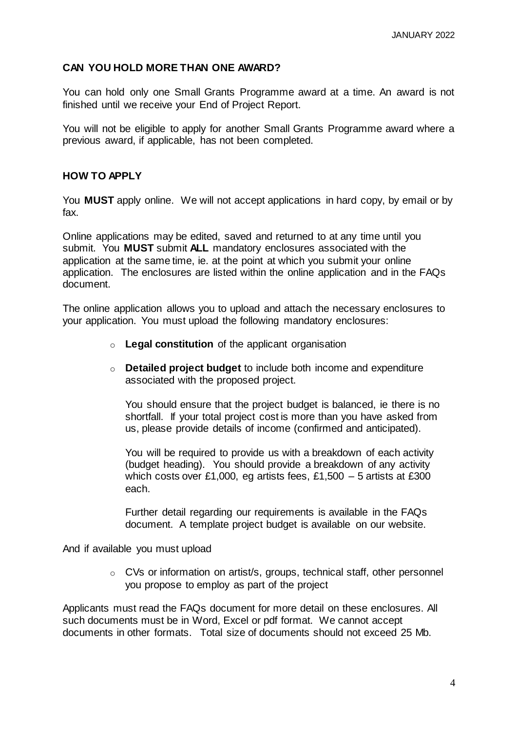## CAN YOU HOLD MORE THAN ONE AWARD?

You can hold only one Small Grants Programme award at a time. An award is not finished until we receive your End of Project Report.

You will not be eligible to apply for another Small Grants Programme award where a previous award, if applicable, has not been completed.

## HOW TO APPLY

You **MUST** apply online. We will not accept applications in hard copy, by email or by fax.

Online applications may be edited, saved and returned to at any time until you submit. You **MUST** submit **ALL** mandatory enclosures associated with the application at the same time, ie. at the point at which you submit your online application. The enclosures are listed within the online application and in the FAQs document.

The online application allows you to upload and attach the necessary enclosures to your application. You must upload the following mandatory enclosures:

- **Legal constitution** of the applicant organisation
- **Detailed project budget** to include both income and expenditure associated with the proposed project.

  You should ensure that the project budget is balanced, ie there is no shortfall. If your total project cost is more than you have asked from us, please provide details of income (confirmed and anticipated).

  You will be required to provide us with a breakdown of each activity (budget heading). You should provide a breakdown of any activity which costs over £1,000, eg artists fees, £1,500 – 5 artists at £300 each.

  Further detail regarding our requirements is available in the FAQs document. A template project budget is available on our website.

And if available you must upload

- CVs or information on artist/s, groups, technical staff, other personnel you propose to employ as part of the project

Applicants must read the FAQs document for more detail on these enclosures. All such documents must be in Word, Excel or pdf format. We cannot accept documents in other formats. Total size of documents should not exceed 25 Mb.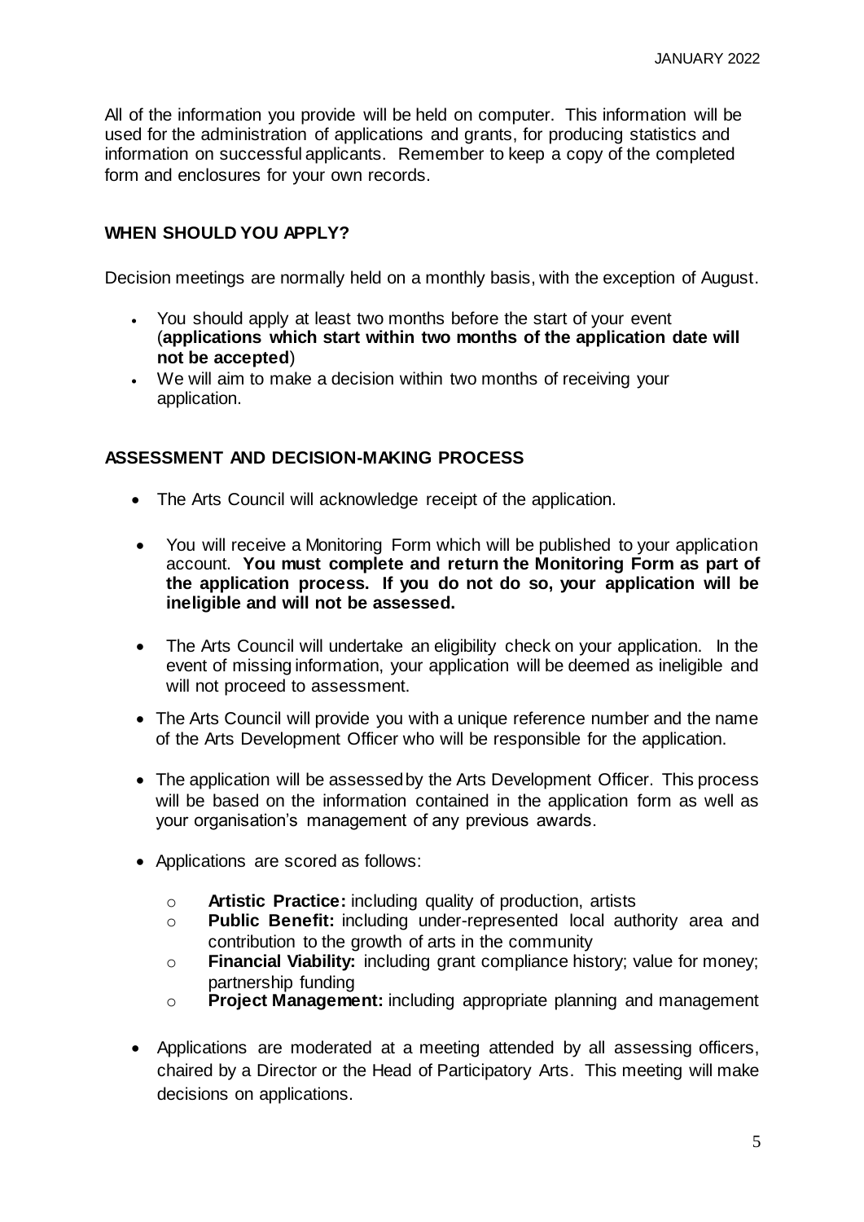All of the information you provide will be held on computer. This information will be used for the administration of applications and grants, for producing statistics and information on successful applicants. Remember to keep a copy of the completed form and enclosures for your own records.

## WHEN SHOULD YOU APPLY?

Decision meetings are normally held on a monthly basis, with the exception of August.

- You should apply at least two months before the start of your event (**applications which start within two months of the application date will not be accepted**)
- We will aim to make a decision within two months of receiving your application.

## ASSESSMENT AND DECISION-MAKING PROCESS

- The Arts Council will acknowledge receipt of the application.
- You will receive a Monitoring Form which will be published to your application account. **You must complete and return the Monitoring Form as part of the application process. If you do not do so, your application will be ineligible and will not be assessed.**
- The Arts Council will undertake an eligibility check on your application. In the event of missing information, your application will be deemed as ineligible and will not proceed to assessment.
- The Arts Council will provide you with a unique reference number and the name of the Arts Development Officer who will be responsible for the application.
- The application will be assessed by the Arts Development Officer. This process will be based on the information contained in the application form as well as your organisation's management of any previous awards.
- Applications are scored as follows:
  - **Artistic Practice:** including quality of production, artists
  - **Public Benefit:** including under-represented local authority area and contribution to the growth of arts in the community
  - **Financial Viability:** including grant compliance history; value for money; partnership funding
  - **Project Management:** including appropriate planning and management
- Applications are moderated at a meeting attended by all assessing officers, chaired by a Director or the Head of Participatory Arts. This meeting will make decisions on applications.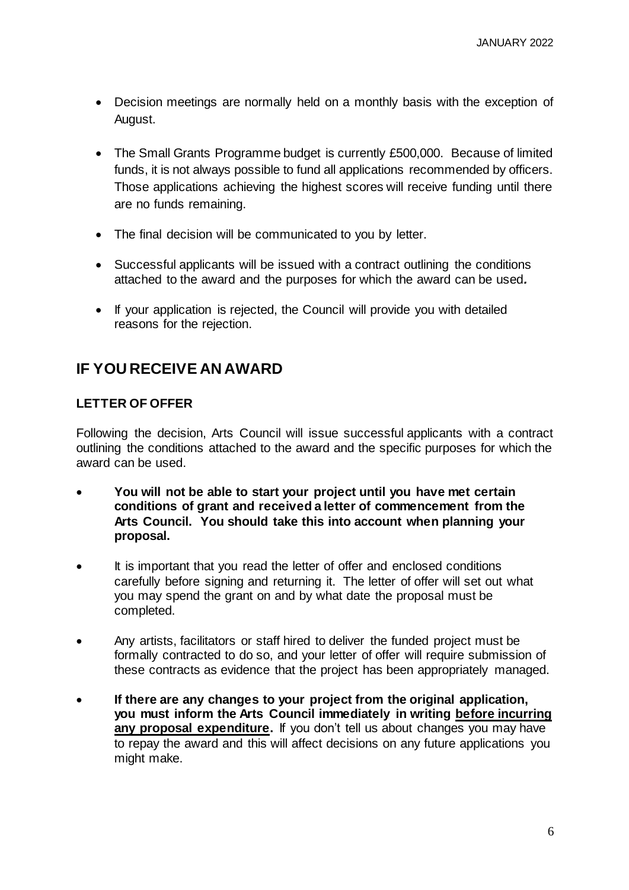- Decision meetings are normally held on a monthly basis with the exception of August.
- The Small Grants Programme budget is currently £500,000. Because of limited funds, it is not always possible to fund all applications recommended by officers. Those applications achieving the highest scores will receive funding until there are no funds remaining.
- The final decision will be communicated to you by letter.
- Successful applicants will be issued with a contract outlining the conditions attached to the award and the purposes for which the award can be used***.***
- If your application is rejected, the Council will provide you with detailed reasons for the rejection.

## IF YOU RECEIVE AN AWARD

### LETTER OF OFFER

Following the decision, Arts Council will issue successful applicants with a contract outlining the conditions attached to the award and the specific purposes for which the award can be used.

- **You will not be able to start your project until you have met certain conditions of grant and received a letter of commencement from the Arts Council. You should take this into account when planning your proposal.**
- It is important that you read the letter of offer and enclosed conditions carefully before signing and returning it. The letter of offer will set out what you may spend the grant on and by what date the proposal must be completed.
- Any artists, facilitators or staff hired to deliver the funded project must be formally contracted to do so, and your letter of offer will require submission of these contracts as evidence that the project has been appropriately managed.
- **If there are any changes to your project from the original application, you must inform the Arts Council immediately in writing <u>before incurring any proposal expenditure</u>.** If you don't tell us about changes you may have to repay the award and this will affect decisions on any future applications you might make.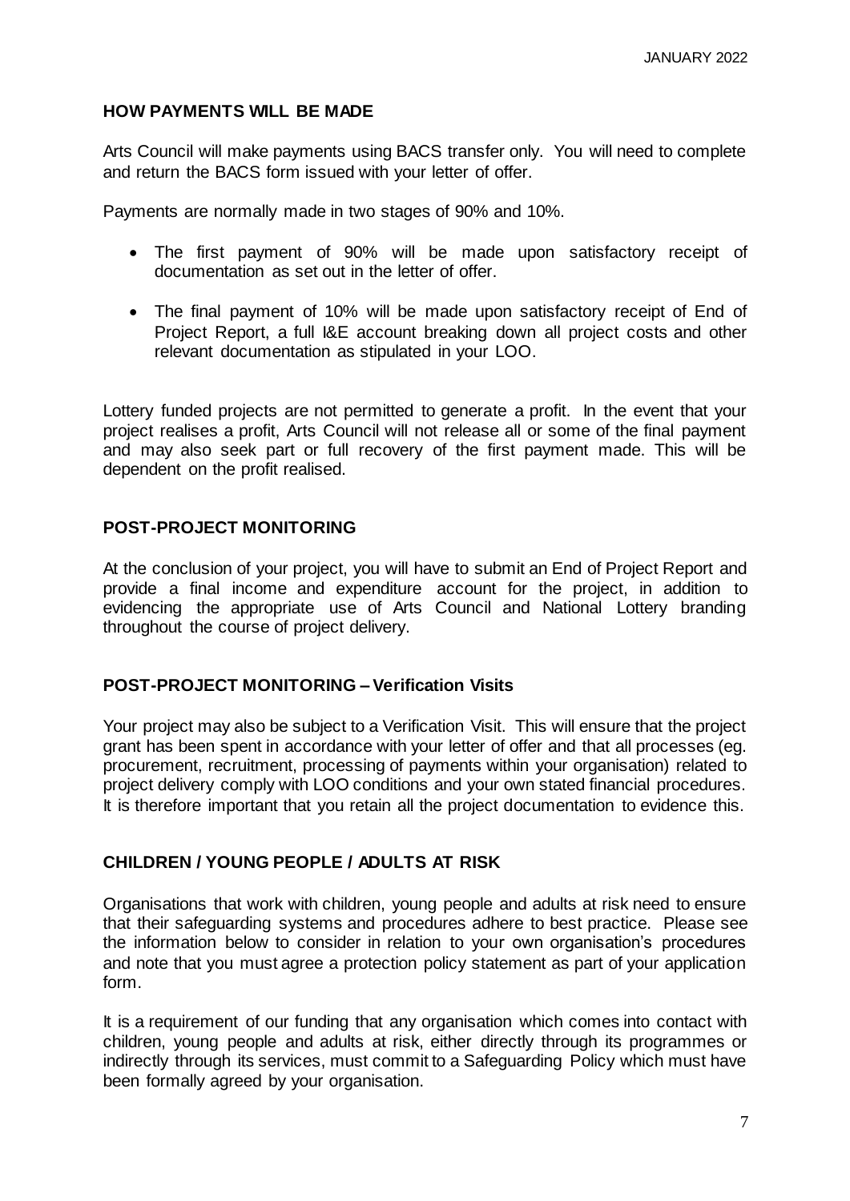## HOW PAYMENTS WILL BE MADE

Arts Council will make payments using BACS transfer only. You will need to complete and return the BACS form issued with your letter of offer.

Payments are normally made in two stages of 90% and 10%.

- The first payment of 90% will be made upon satisfactory receipt of documentation as set out in the letter of offer.
- The final payment of 10% will be made upon satisfactory receipt of End of Project Report, a full I&E account breaking down all project costs and other relevant documentation as stipulated in your LOO.

Lottery funded projects are not permitted to generate a profit. In the event that your project realises a profit, Arts Council will not release all or some of the final payment and may also seek part or full recovery of the first payment made. This will be dependent on the profit realised.

## POST-PROJECT MONITORING

At the conclusion of your project, you will have to submit an End of Project Report and provide a final income and expenditure account for the project, in addition to evidencing the appropriate use of Arts Council and National Lottery branding throughout the course of project delivery.

## POST-PROJECT MONITORING – Verification Visits

Your project may also be subject to a Verification Visit. This will ensure that the project grant has been spent in accordance with your letter of offer and that all processes (eg. procurement, recruitment, processing of payments within your organisation) related to project delivery comply with LOO conditions and your own stated financial procedures. It is therefore important that you retain all the project documentation to evidence this.

## CHILDREN / YOUNG PEOPLE / ADULTS AT RISK

Organisations that work with children, young people and adults at risk need to ensure that their safeguarding systems and procedures adhere to best practice. Please see the information below to consider in relation to your own organisation's procedures and note that you must agree a protection policy statement as part of your application form.

It is a requirement of our funding that any organisation which comes into contact with children, young people and adults at risk, either directly through its programmes or indirectly through its services, must commit to a Safeguarding Policy which must have been formally agreed by your organisation.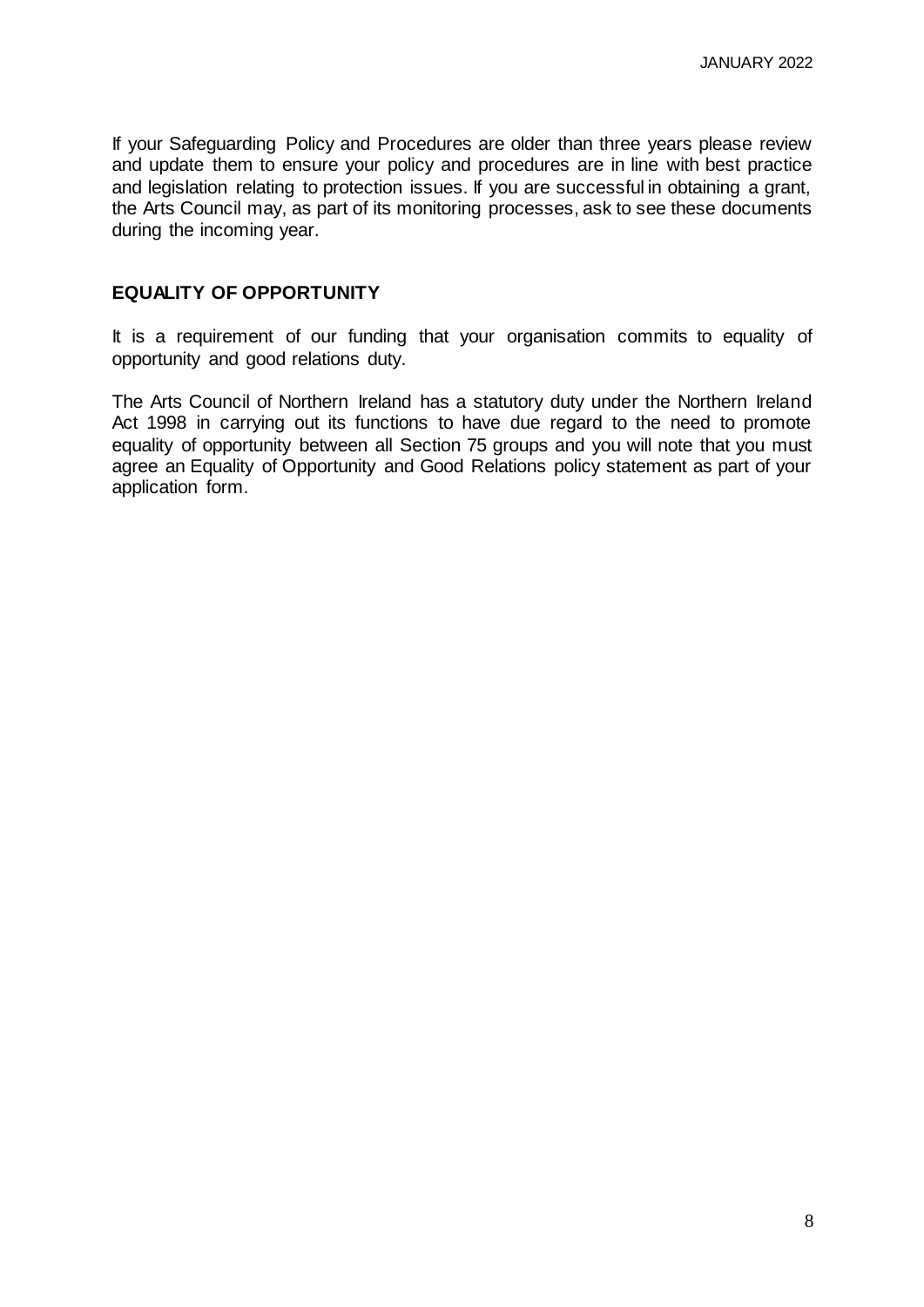If your Safeguarding Policy and Procedures are older than three years please review and update them to ensure your policy and procedures are in line with best practice and legislation relating to protection issues. If you are successful in obtaining a grant, the Arts Council may, as part of its monitoring processes, ask to see these documents during the incoming year.

## EQUALITY OF OPPORTUNITY

It is a requirement of our funding that your organisation commits to equality of opportunity and good relations duty.

The Arts Council of Northern Ireland has a statutory duty under the Northern Ireland Act 1998 in carrying out its functions to have due regard to the need to promote equality of opportunity between all Section 75 groups and you will note that you must agree an Equality of Opportunity and Good Relations policy statement as part of your application form.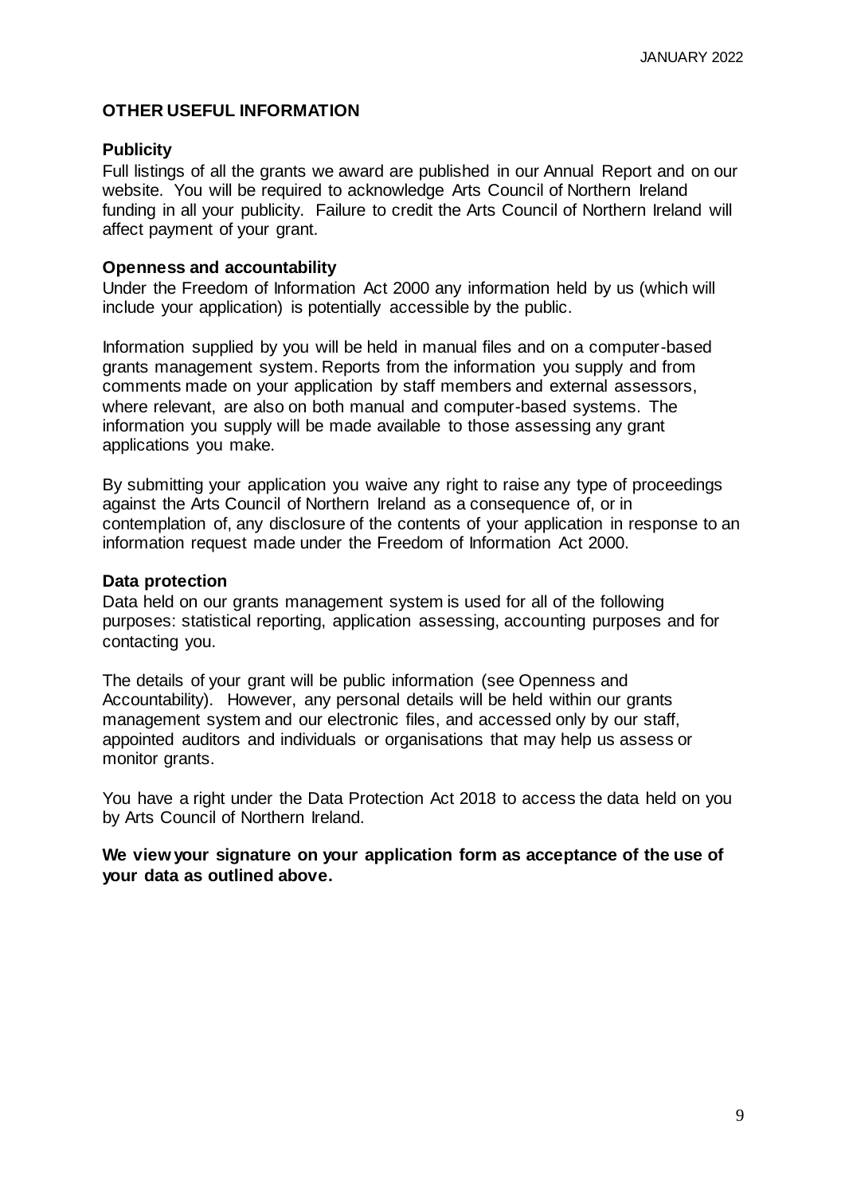## OTHER USEFUL INFORMATION

### Publicity

Full listings of all the grants we award are published in our Annual Report and on our website. You will be required to acknowledge Arts Council of Northern Ireland funding in all your publicity. Failure to credit the Arts Council of Northern Ireland will affect payment of your grant.

### Openness and accountability

Under the Freedom of Information Act 2000 any information held by us (which will include your application) is potentially accessible by the public.

Information supplied by you will be held in manual files and on a computer-based grants management system. Reports from the information you supply and from comments made on your application by staff members and external assessors, where relevant, are also on both manual and computer-based systems. The information you supply will be made available to those assessing any grant applications you make.

By submitting your application you waive any right to raise any type of proceedings against the Arts Council of Northern Ireland as a consequence of, or in contemplation of, any disclosure of the contents of your application in response to an information request made under the Freedom of Information Act 2000.

### Data protection

Data held on our grants management system is used for all of the following purposes: statistical reporting, application assessing, accounting purposes and for contacting you.

The details of your grant will be public information (see Openness and Accountability). However, any personal details will be held within our grants management system and our electronic files, and accessed only by our staff, appointed auditors and individuals or organisations that may help us assess or monitor grants.

You have a right under the Data Protection Act 2018 to access the data held on you by Arts Council of Northern Ireland.

**We view your signature on your application form as acceptance of the use of your data as outlined above.**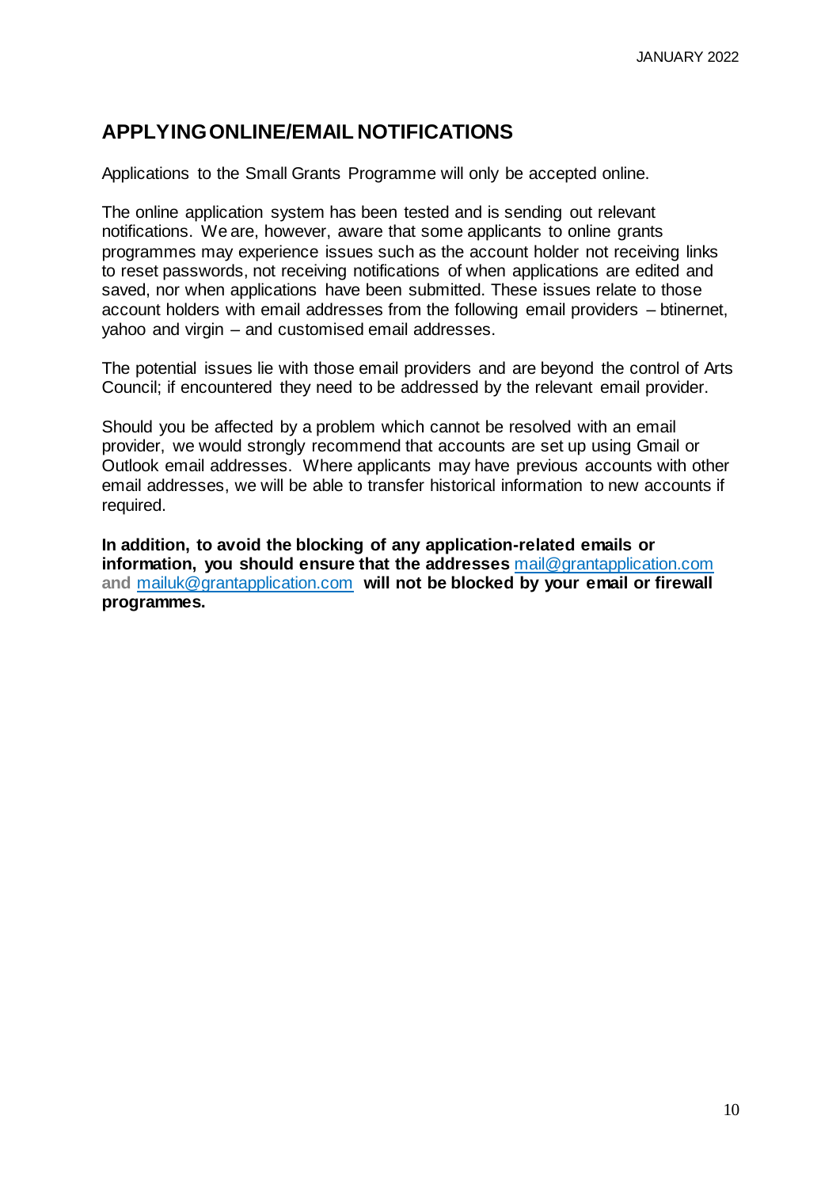## APPLYING ONLINE/EMAIL NOTIFICATIONS

Applications to the Small Grants Programme will only be accepted online.

The online application system has been tested and is sending out relevant notifications. We are, however, aware that some applicants to online grants programmes may experience issues such as the account holder not receiving links to reset passwords, not receiving notifications of when applications are edited and saved, nor when applications have been submitted. These issues relate to those account holders with email addresses from the following email providers – btinternet, yahoo and virgin – and customised email addresses.

The potential issues lie with those email providers and are beyond the control of Arts Council; if encountered they need to be addressed by the relevant email provider.

Should you be affected by a problem which cannot be resolved with an email provider, we would strongly recommend that accounts are set up using Gmail or Outlook email addresses. Where applicants may have previous accounts with other email addresses, we will be able to transfer historical information to new accounts if required.

**In addition, to avoid the blocking of any application-related emails or information, you should ensure that the addresses** mail@grantapplication.com **and** mailuk@grantapplication.com **will not be blocked by your email or firewall programmes.**